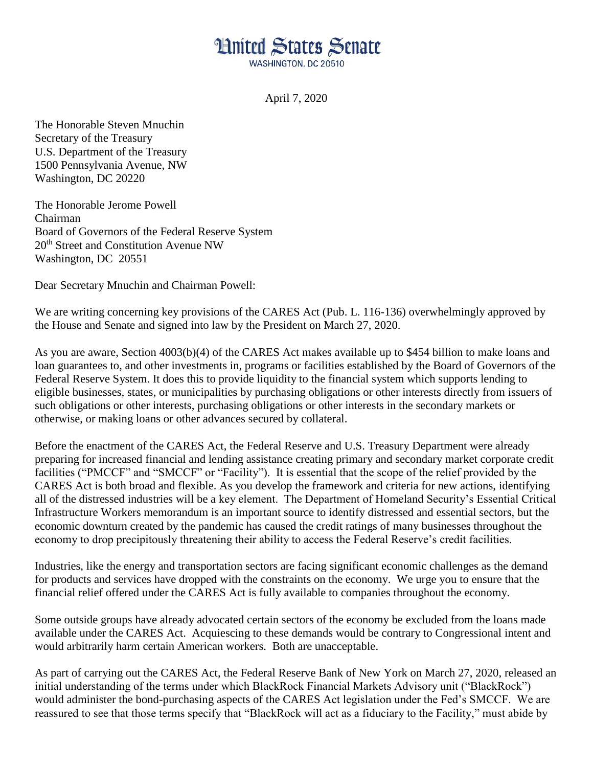# United States Senate

WASHINGTON, DC 20510

April 7, 2020

The Honorable Steven Mnuchin
Secretary of the Treasury
U.S. Department of the Treasury
1500 Pennsylvania Avenue, NW
Washington, DC 20220

The Honorable Jerome Powell
Chairman
Board of Governors of the Federal Reserve System
20th Street and Constitution Avenue NW
Washington, DC 20551

Dear Secretary Mnuchin and Chairman Powell:

We are writing concerning key provisions of the CARES Act (Pub. L. 116-136) overwhelmingly approved by the House and Senate and signed into law by the President on March 27, 2020.

As you are aware, Section 4003(b)(4) of the CARES Act makes available up to $454 billion to make loans and loan guarantees to, and other investments in, programs or facilities established by the Board of Governors of the Federal Reserve System. It does this to provide liquidity to the financial system which supports lending to eligible businesses, states, or municipalities by purchasing obligations or other interests directly from issuers of such obligations or other interests, purchasing obligations or other interests in the secondary markets or otherwise, or making loans or other advances secured by collateral.

Before the enactment of the CARES Act, the Federal Reserve and U.S. Treasury Department were already preparing for increased financial and lending assistance creating primary and secondary market corporate credit facilities ("PMCCF" and "SMCCF" or "Facility"). It is essential that the scope of the relief provided by the CARES Act is both broad and flexible. As you develop the framework and criteria for new actions, identifying all of the distressed industries will be a key element. The Department of Homeland Security's Essential Critical Infrastructure Workers memorandum is an important source to identify distressed and essential sectors, but the economic downturn created by the pandemic has caused the credit ratings of many businesses throughout the economy to drop precipitously threatening their ability to access the Federal Reserve's credit facilities.

Industries, like the energy and transportation sectors are facing significant economic challenges as the demand for products and services have dropped with the constraints on the economy. We urge you to ensure that the financial relief offered under the CARES Act is fully available to companies throughout the economy.

Some outside groups have already advocated certain sectors of the economy be excluded from the loans made available under the CARES Act. Acquiescing to these demands would be contrary to Congressional intent and would arbitrarily harm certain American workers. Both are unacceptable.

As part of carrying out the CARES Act, the Federal Reserve Bank of New York on March 27, 2020, released an initial understanding of the terms under which BlackRock Financial Markets Advisory unit ("BlackRock") would administer the bond-purchasing aspects of the CARES Act legislation under the Fed's SMCCF. We are reassured to see that those terms specify that "BlackRock will act as a fiduciary to the Facility," must abide by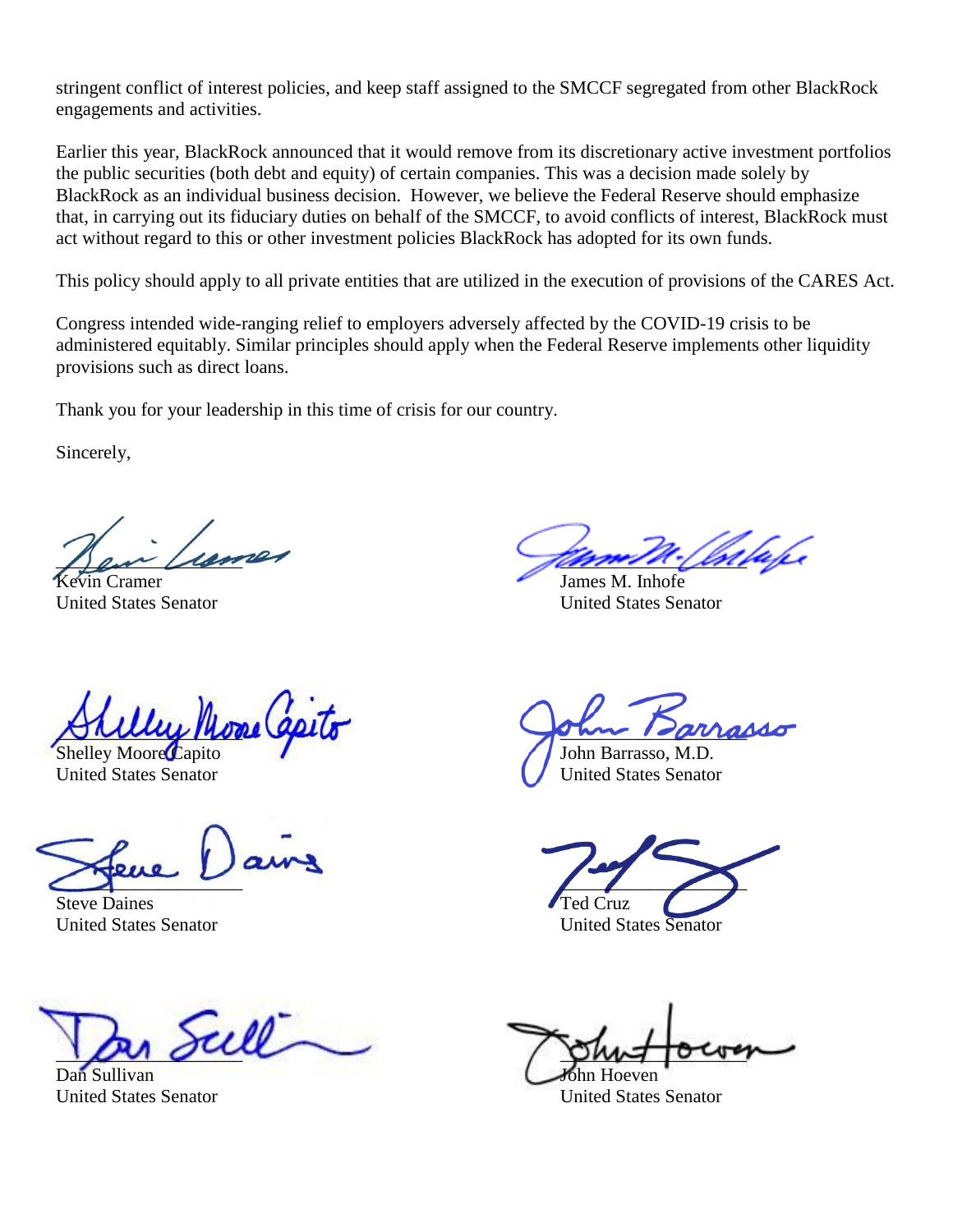stringent conflict of interest policies, and keep staff assigned to the SMCCF segregated from other BlackRock engagements and activities.

Earlier this year, BlackRock announced that it would remove from its discretionary active investment portfolios the public securities (both debt and equity) of certain companies. This was a decision made solely by BlackRock as an individual business decision. However, we believe the Federal Reserve should emphasize that, in carrying out its fiduciary duties on behalf of the SMCCF, to avoid conflicts of interest, BlackRock must act without regard to this or other investment policies BlackRock has adopted for its own funds.

This policy should apply to all private entities that are utilized in the execution of provisions of the CARES Act.

Congress intended wide-ranging relief to employers adversely affected by the COVID-19 crisis to be administered equitably. Similar principles should apply when the Federal Reserve implements other liquidity provisions such as direct loans.

Thank you for your leadership in this time of crisis for our country.

Sincerely,

Kevin Cramer
United States Senator

James M. Inhofe
United States Senator

Shelley Moore Capito
United States Senator

John Barrasso, M.D.
United States Senator

Steve Daines
United States Senator

Ted Cruz
United States Senator

Dan Sullivan
United States Senator

John Hoeven
United States Senator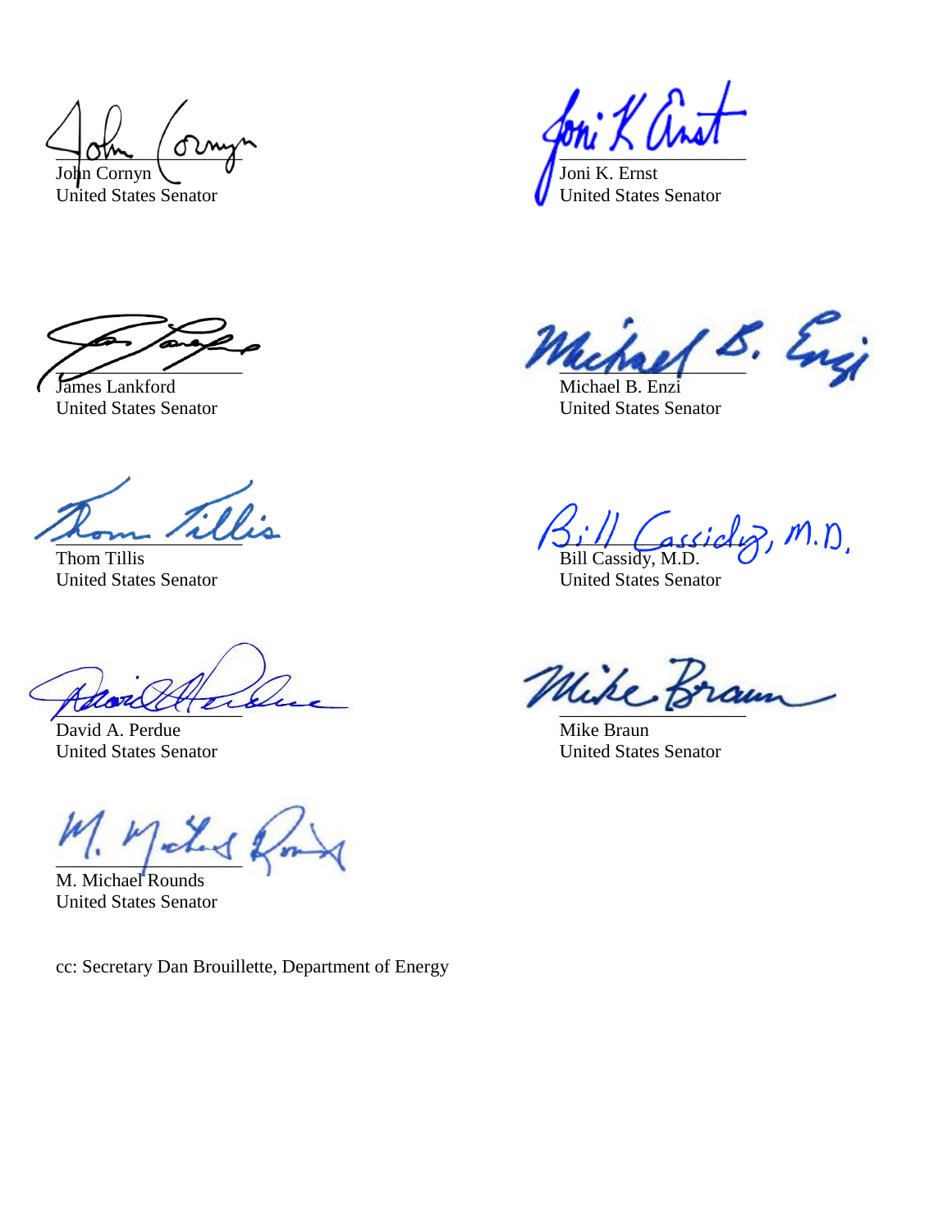John Cornyn
United States Senator

Joni K. Ernst
United States Senator

James Lankford
United States Senator

Michael B. Enzi
United States Senator

Thom Tillis
United States Senator

Bill Cassidy, M.D.
United States Senator

David A. Perdue
United States Senator

Mike Braun
United States Senator

M. Michael Rounds
United States Senator

cc: Secretary Dan Brouillette, Department of Energy